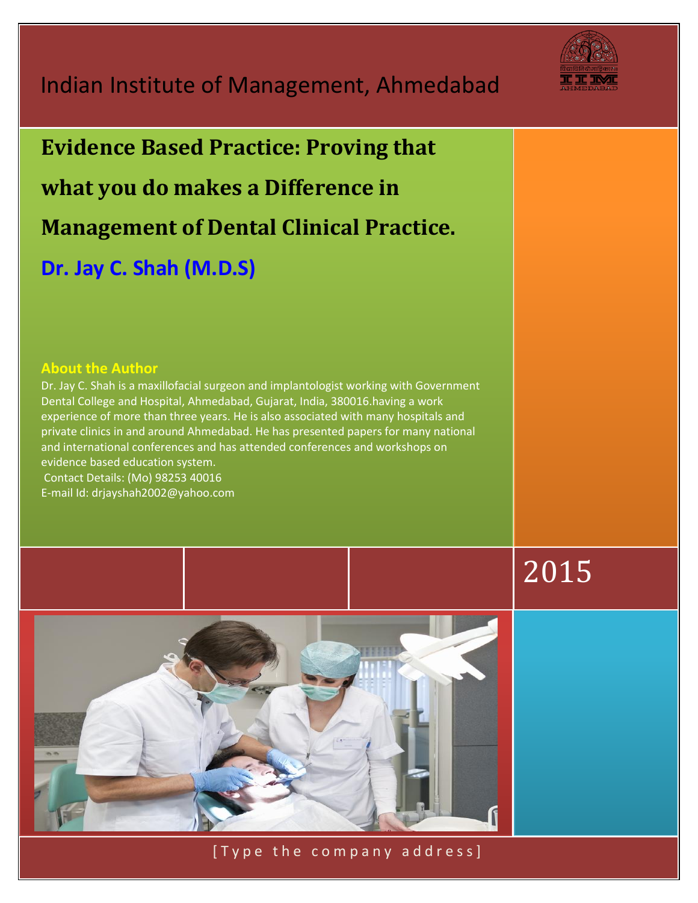Indian Institute of Management, Ahmedabad

# Evidence Based Practice: Proving that what you do makes a Difference in Management of Dental Clinical Practice.

## Dr. Jay C. Shah (M.D.S)

### About the Author

Dr. Jay C. Shah is a maxillofacial surgeon and implantologist working with Government Dental College and Hospital, Ahmedabad, Gujarat, India, 380016.having a work experience of more than three years. He is also associated with many hospitals and private clinics in and around Ahmedabad. He has presented papers for many national and international conferences and has attended conferences and workshops on evidence based education system.

Contact Details: (Mo) 98253 40016

E-mail Id: drjayshah2002@yahoo.com

2015

[Type the company address]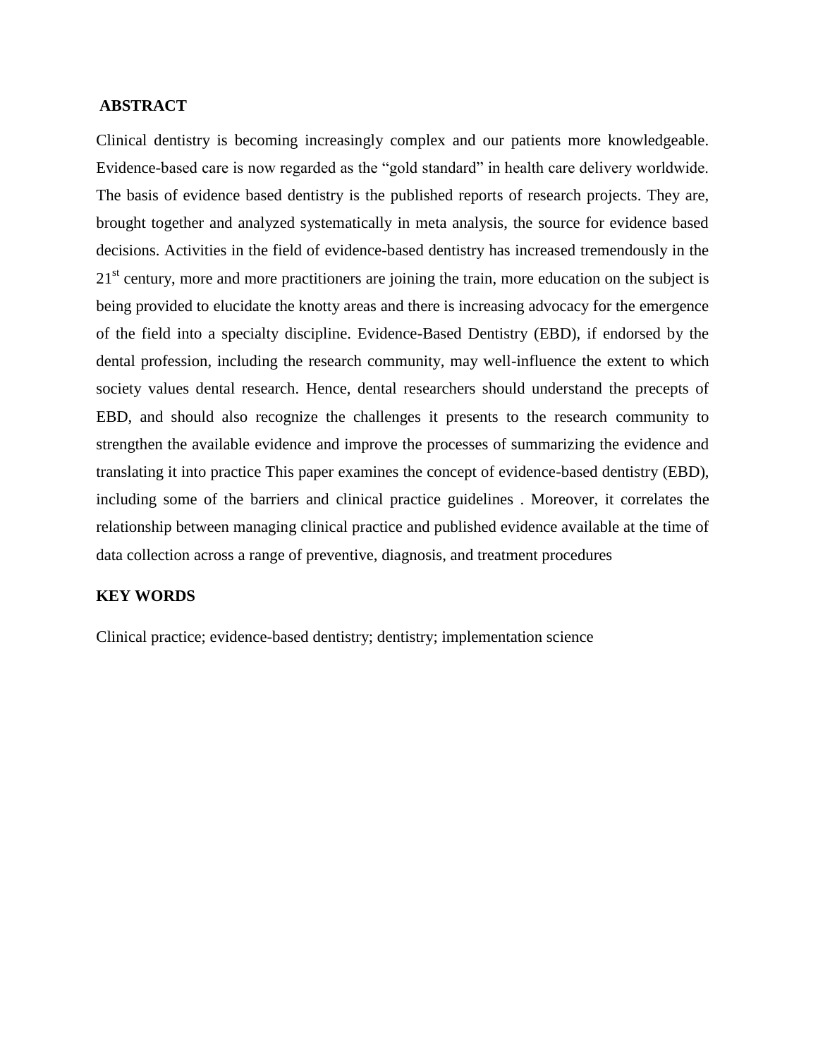## ABSTRACT

Clinical dentistry is becoming increasingly complex and our patients more knowledgeable. Evidence-based care is now regarded as the “gold standard” in health care delivery worldwide. The basis of evidence based dentistry is the published reports of research projects. They are, brought together and analyzed systematically in meta analysis, the source for evidence based decisions. Activities in the field of evidence-based dentistry has increased tremendously in the 21st century, more and more practitioners are joining the train, more education on the subject is being provided to elucidate the knotty areas and there is increasing advocacy for the emergence of the field into a specialty discipline. Evidence-Based Dentistry (EBD), if endorsed by the dental profession, including the research community, may well-influence the extent to which society values dental research. Hence, dental researchers should understand the precepts of EBD, and should also recognize the challenges it presents to the research community to strengthen the available evidence and improve the processes of summarizing the evidence and translating it into practice This paper examines the concept of evidence-based dentistry (EBD), including some of the barriers and clinical practice guidelines . Moreover, it correlates the relationship between managing clinical practice and published evidence available at the time of data collection across a range of preventive, diagnosis, and treatment procedures

## KEY WORDS

Clinical practice; evidence-based dentistry; dentistry; implementation science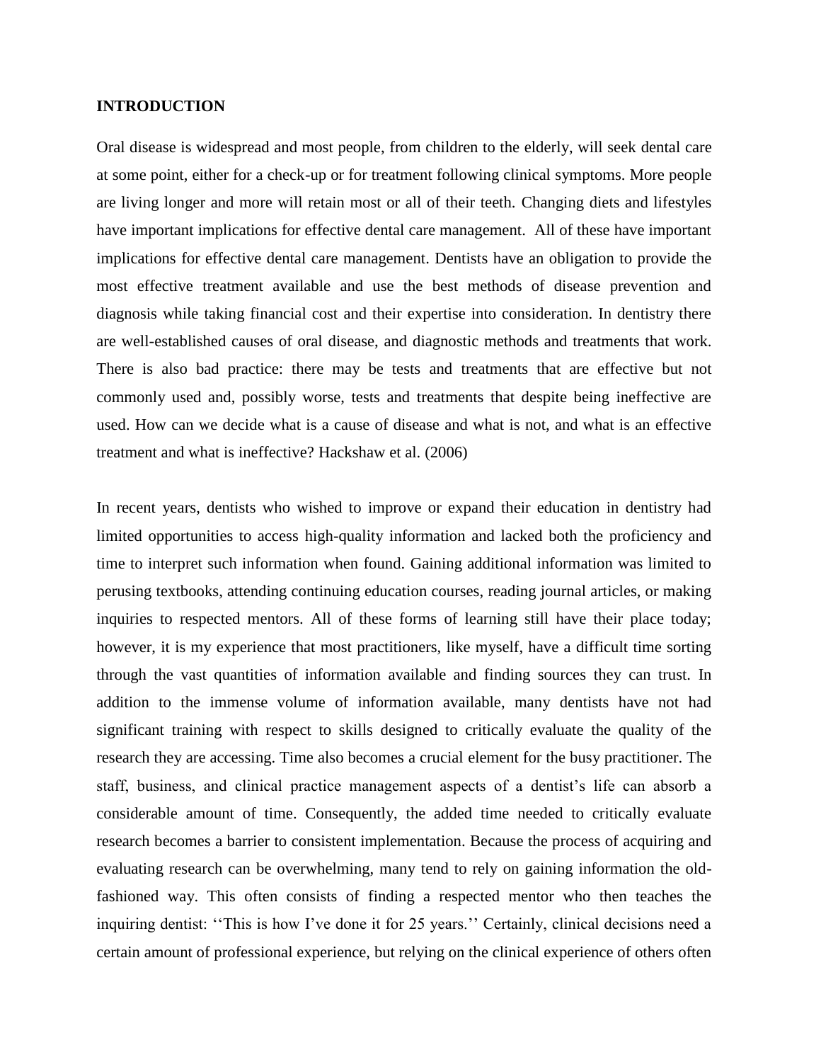**INTRODUCTION**

Oral disease is widespread and most people, from children to the elderly, will seek dental care at some point, either for a check-up or for treatment following clinical symptoms. More people are living longer and more will retain most or all of their teeth. Changing diets and lifestyles have important implications for effective dental care management. All of these have important implications for effective dental care management. Dentists have an obligation to provide the most effective treatment available and use the best methods of disease prevention and diagnosis while taking financial cost and their expertise into consideration. In dentistry there are well-established causes of oral disease, and diagnostic methods and treatments that work. There is also bad practice: there may be tests and treatments that are effective but not commonly used and, possibly worse, tests and treatments that despite being ineffective are used. How can we decide what is a cause of disease and what is not, and what is an effective treatment and what is ineffective? Hackshaw et al. (2006)

In recent years, dentists who wished to improve or expand their education in dentistry had limited opportunities to access high-quality information and lacked both the proficiency and time to interpret such information when found. Gaining additional information was limited to perusing textbooks, attending continuing education courses, reading journal articles, or making inquiries to respected mentors. All of these forms of learning still have their place today; however, it is my experience that most practitioners, like myself, have a difficult time sorting through the vast quantities of information available and finding sources they can trust. In addition to the immense volume of information available, many dentists have not had significant training with respect to skills designed to critically evaluate the quality of the research they are accessing. Time also becomes a crucial element for the busy practitioner. The staff, business, and clinical practice management aspects of a dentist's life can absorb a considerable amount of time. Consequently, the added time needed to critically evaluate research becomes a barrier to consistent implementation. Because the process of acquiring and evaluating research can be overwhelming, many tend to rely on gaining information the old-fashioned way. This often consists of finding a respected mentor who then teaches the inquiring dentist: ''This is how I've done it for 25 years.'' Certainly, clinical decisions need a certain amount of professional experience, but relying on the clinical experience of others often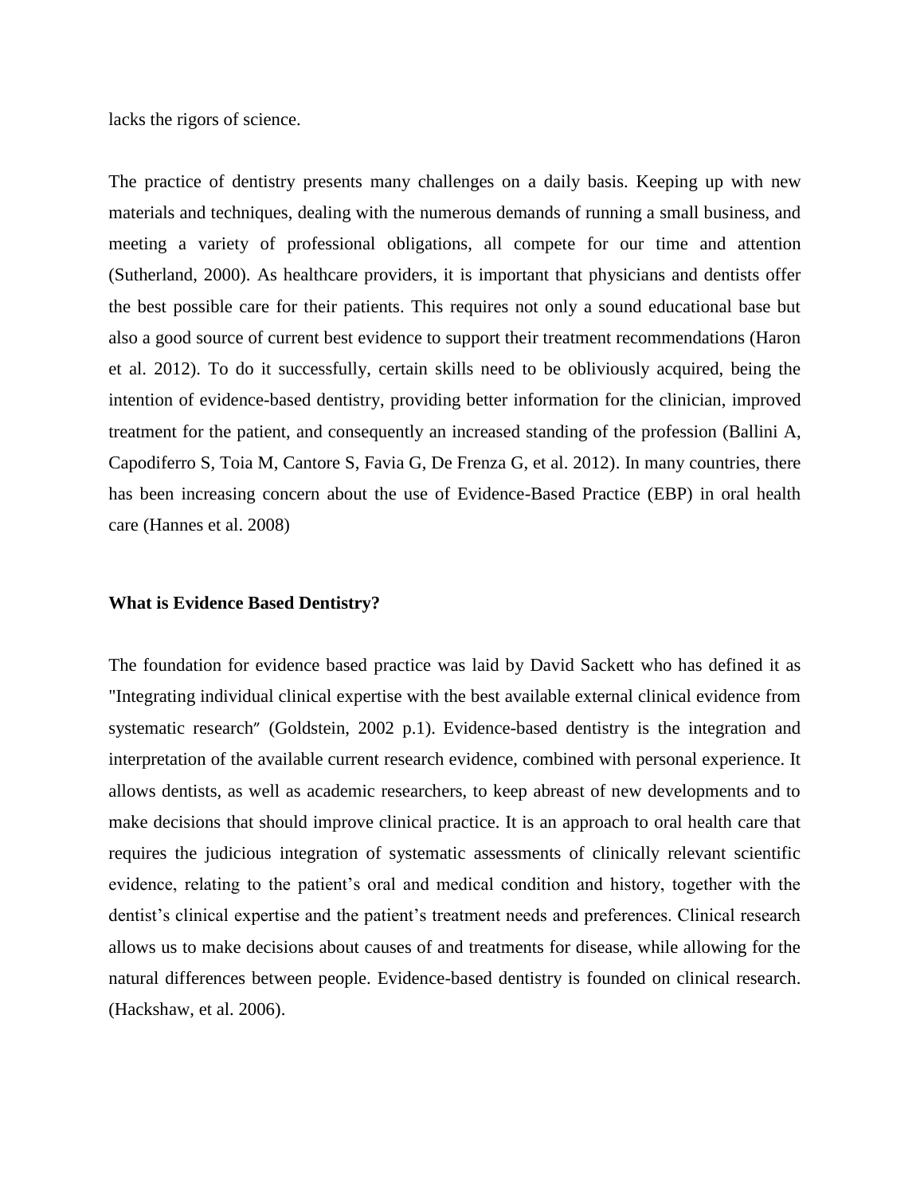lacks the rigors of science.

The practice of dentistry presents many challenges on a daily basis. Keeping up with new materials and techniques, dealing with the numerous demands of running a small business, and meeting a variety of professional obligations, all compete for our time and attention (Sutherland, 2000). As healthcare providers, it is important that physicians and dentists offer the best possible care for their patients. This requires not only a sound educational base but also a good source of current best evidence to support their treatment recommendations (Haron et al. 2012). To do it successfully, certain skills need to be obliviously acquired, being the intention of evidence-based dentistry, providing better information for the clinician, improved treatment for the patient, and consequently an increased standing of the profession (Ballini A, Capodiferro S, Toia M, Cantore S, Favia G, De Frenza G, et al. 2012). In many countries, there has been increasing concern about the use of Evidence-Based Practice (EBP) in oral health care (Hannes et al. 2008)

**What is Evidence Based Dentistry?**

The foundation for evidence based practice was laid by David Sackett who has defined it as "Integrating individual clinical expertise with the best available external clinical evidence from systematic research" (Goldstein, 2002 p.1). Evidence-based dentistry is the integration and interpretation of the available current research evidence, combined with personal experience. It allows dentists, as well as academic researchers, to keep abreast of new developments and to make decisions that should improve clinical practice. It is an approach to oral health care that requires the judicious integration of systematic assessments of clinically relevant scientific evidence, relating to the patient's oral and medical condition and history, together with the dentist's clinical expertise and the patient's treatment needs and preferences. Clinical research allows us to make decisions about causes of and treatments for disease, while allowing for the natural differences between people. Evidence-based dentistry is founded on clinical research. (Hackshaw, et al. 2006).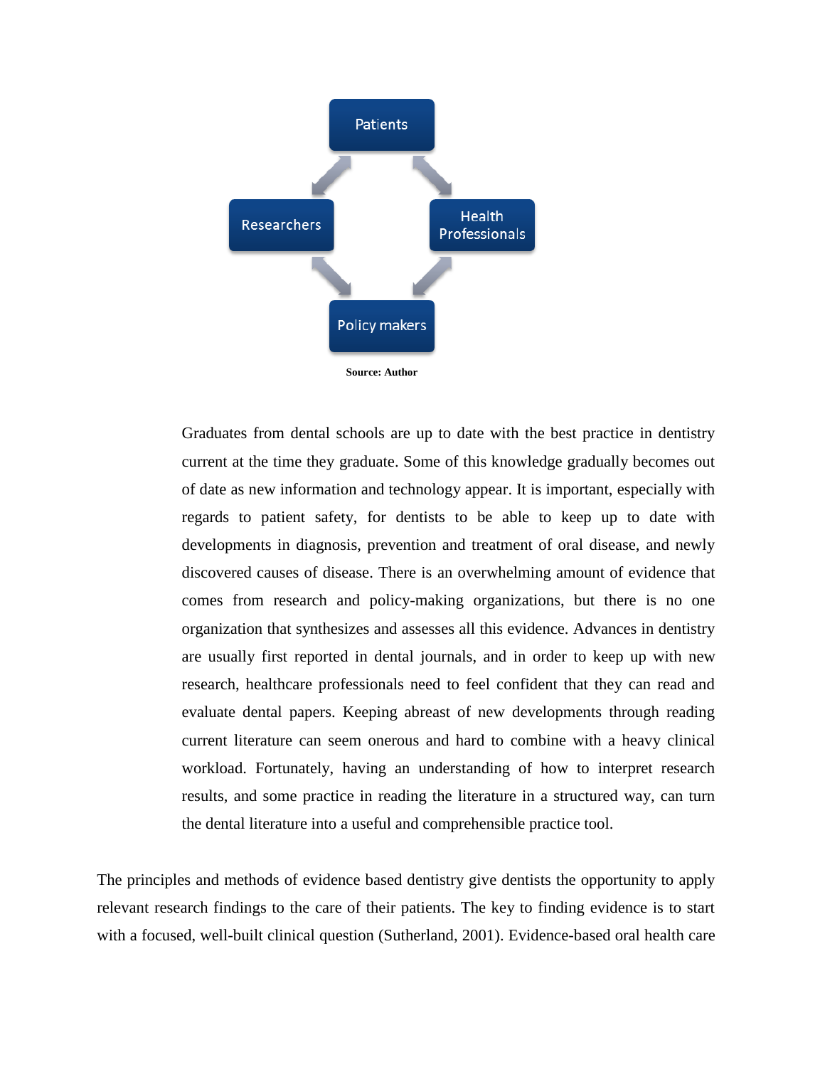Patients

Researchers

Health Professionals

Policy makers

**Source: Author**

> Graduates from dental schools are up to date with the best practice in dentistry current at the time they graduate. Some of this knowledge gradually becomes out of date as new information and technology appear. It is important, especially with regards to patient safety, for dentists to be able to keep up to date with developments in diagnosis, prevention and treatment of oral disease, and newly discovered causes of disease. There is an overwhelming amount of evidence that comes from research and policy-making organizations, but there is no one organization that synthesizes and assesses all this evidence. Advances in dentistry are usually first reported in dental journals, and in order to keep up with new research, healthcare professionals need to feel confident that they can read and evaluate dental papers. Keeping abreast of new developments through reading current literature can seem onerous and hard to combine with a heavy clinical workload. Fortunately, having an understanding of how to interpret research results, and some practice in reading the literature in a structured way, can turn the dental literature into a useful and comprehensible practice tool.

The principles and methods of evidence based dentistry give dentists the opportunity to apply relevant research findings to the care of their patients. The key to finding evidence is to start with a focused, well-built clinical question (Sutherland, 2001). Evidence-based oral health care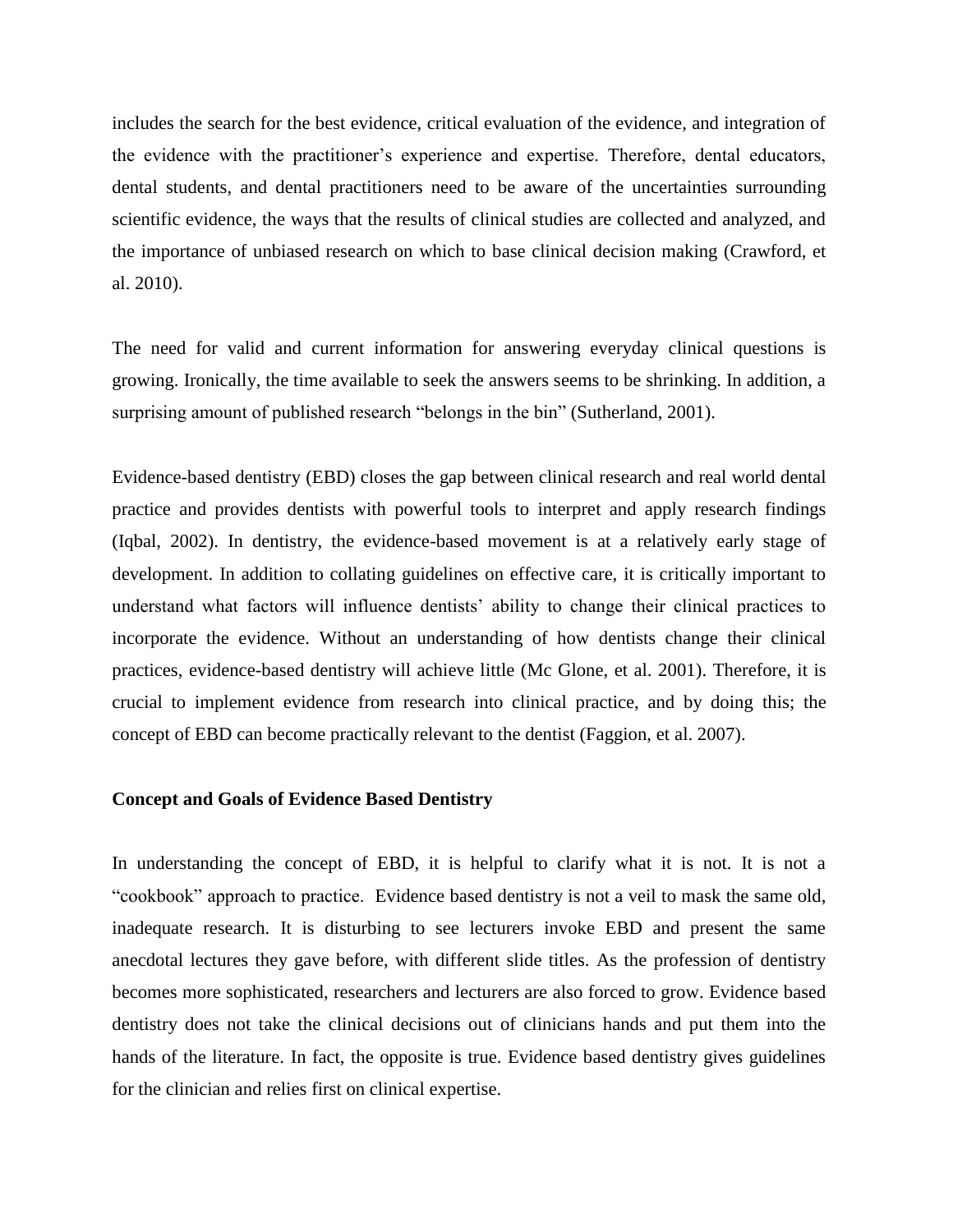includes the search for the best evidence, critical evaluation of the evidence, and integration of the evidence with the practitioner's experience and expertise. Therefore, dental educators, dental students, and dental practitioners need to be aware of the uncertainties surrounding scientific evidence, the ways that the results of clinical studies are collected and analyzed, and the importance of unbiased research on which to base clinical decision making (Crawford, et al. 2010).

The need for valid and current information for answering everyday clinical questions is growing. Ironically, the time available to seek the answers seems to be shrinking. In addition, a surprising amount of published research "belongs in the bin" (Sutherland, 2001).

Evidence-based dentistry (EBD) closes the gap between clinical research and real world dental practice and provides dentists with powerful tools to interpret and apply research findings (Iqbal, 2002). In dentistry, the evidence-based movement is at a relatively early stage of development. In addition to collating guidelines on effective care, it is critically important to understand what factors will influence dentists' ability to change their clinical practices to incorporate the evidence. Without an understanding of how dentists change their clinical practices, evidence-based dentistry will achieve little (Mc Glone, et al. 2001). Therefore, it is crucial to implement evidence from research into clinical practice, and by doing this; the concept of EBD can become practically relevant to the dentist (Faggion, et al. 2007).

**Concept and Goals of Evidence Based Dentistry**

In understanding the concept of EBD, it is helpful to clarify what it is not. It is not a "cookbook" approach to practice. Evidence based dentistry is not a veil to mask the same old, inadequate research. It is disturbing to see lecturers invoke EBD and present the same anecdotal lectures they gave before, with different slide titles. As the profession of dentistry becomes more sophisticated, researchers and lecturers are also forced to grow. Evidence based dentistry does not take the clinical decisions out of clinicians hands and put them into the hands of the literature. In fact, the opposite is true. Evidence based dentistry gives guidelines for the clinician and relies first on clinical expertise.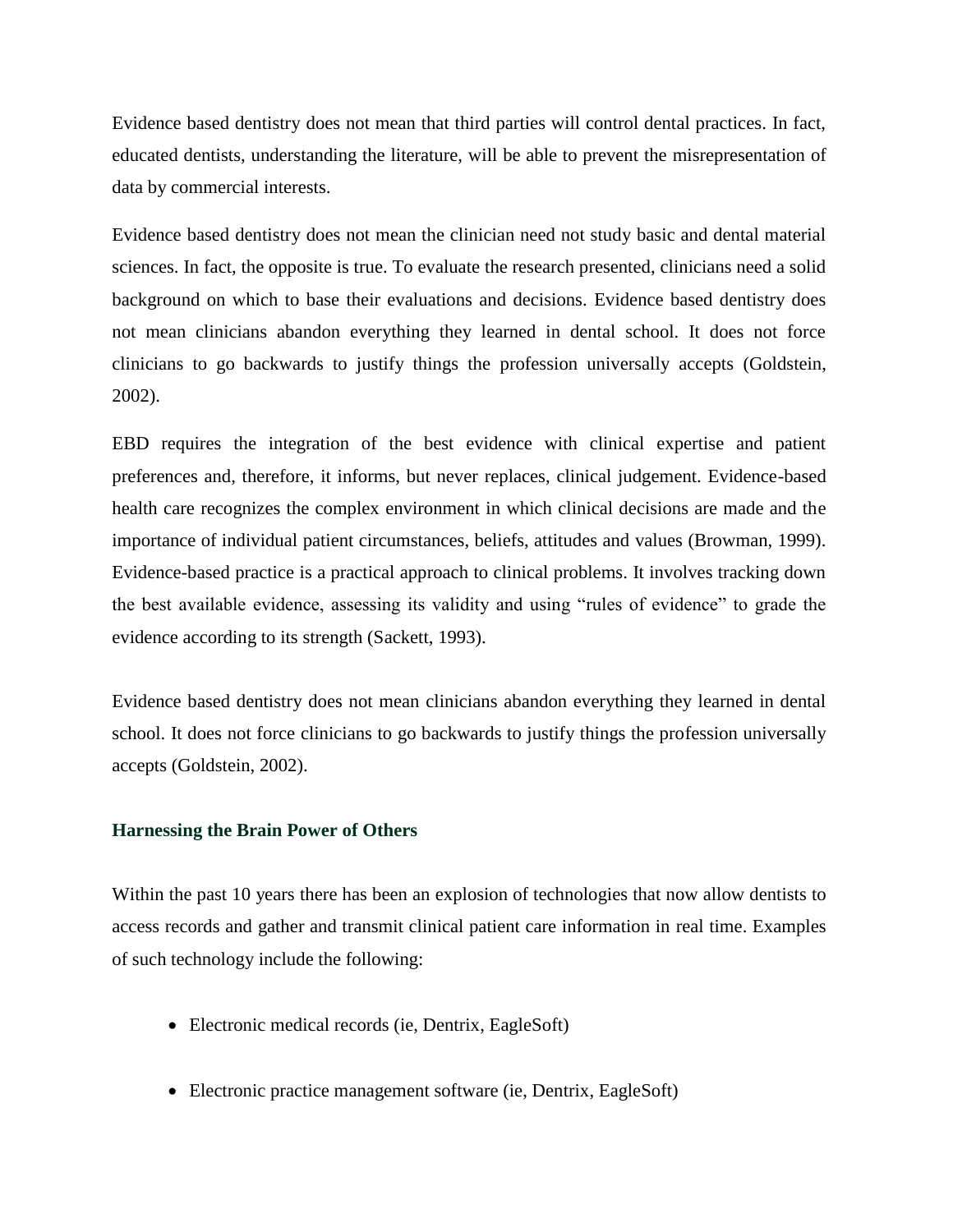Evidence based dentistry does not mean that third parties will control dental practices. In fact, educated dentists, understanding the literature, will be able to prevent the misrepresentation of data by commercial interests.

Evidence based dentistry does not mean the clinician need not study basic and dental material sciences. In fact, the opposite is true. To evaluate the research presented, clinicians need a solid background on which to base their evaluations and decisions. Evidence based dentistry does not mean clinicians abandon everything they learned in dental school. It does not force clinicians to go backwards to justify things the profession universally accepts (Goldstein, 2002).

EBD requires the integration of the best evidence with clinical expertise and patient preferences and, therefore, it informs, but never replaces, clinical judgement. Evidence-based health care recognizes the complex environment in which clinical decisions are made and the importance of individual patient circumstances, beliefs, attitudes and values (Browman, 1999). Evidence-based practice is a practical approach to clinical problems. It involves tracking down the best available evidence, assessing its validity and using "rules of evidence" to grade the evidence according to its strength (Sackett, 1993).

Evidence based dentistry does not mean clinicians abandon everything they learned in dental school. It does not force clinicians to go backwards to justify things the profession universally accepts (Goldstein, 2002).

### Harnessing the Brain Power of Others

Within the past 10 years there has been an explosion of technologies that now allow dentists to access records and gather and transmit clinical patient care information in real time. Examples of such technology include the following:

- Electronic medical records (ie, Dentrix, EagleSoft)
- Electronic practice management software (ie, Dentrix, EagleSoft)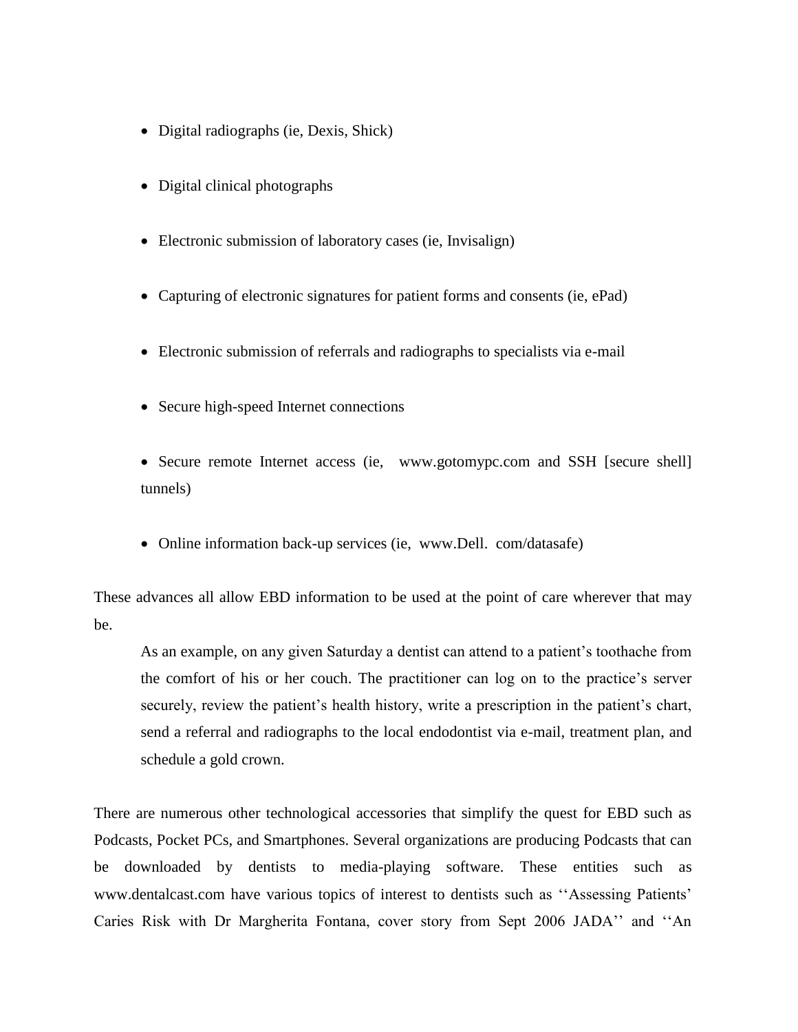- Digital radiographs (ie, Dexis, Shick)
- Digital clinical photographs
- Electronic submission of laboratory cases (ie, Invisalign)
- Capturing of electronic signatures for patient forms and consents (ie, ePad)
- Electronic submission of referrals and radiographs to specialists via e-mail
- Secure high-speed Internet connections
- Secure remote Internet access (ie, www.gotomypc.com and SSH [secure shell] tunnels)
- Online information back-up services (ie, www.Dell. com/datasafe)

These advances all allow EBD information to be used at the point of care wherever that may be.

> As an example, on any given Saturday a dentist can attend to a patient's toothache from the comfort of his or her couch. The practitioner can log on to the practice's server securely, review the patient's health history, write a prescription in the patient's chart, send a referral and radiographs to the local endodontist via e-mail, treatment plan, and schedule a gold crown.

There are numerous other technological accessories that simplify the quest for EBD such as Podcasts, Pocket PCs, and Smartphones. Several organizations are producing Podcasts that can be downloaded by dentists to media-playing software. These entities such as www.dentalcast.com have various topics of interest to dentists such as ''Assessing Patients' Caries Risk with Dr Margherita Fontana, cover story from Sept 2006 JADA'' and ''An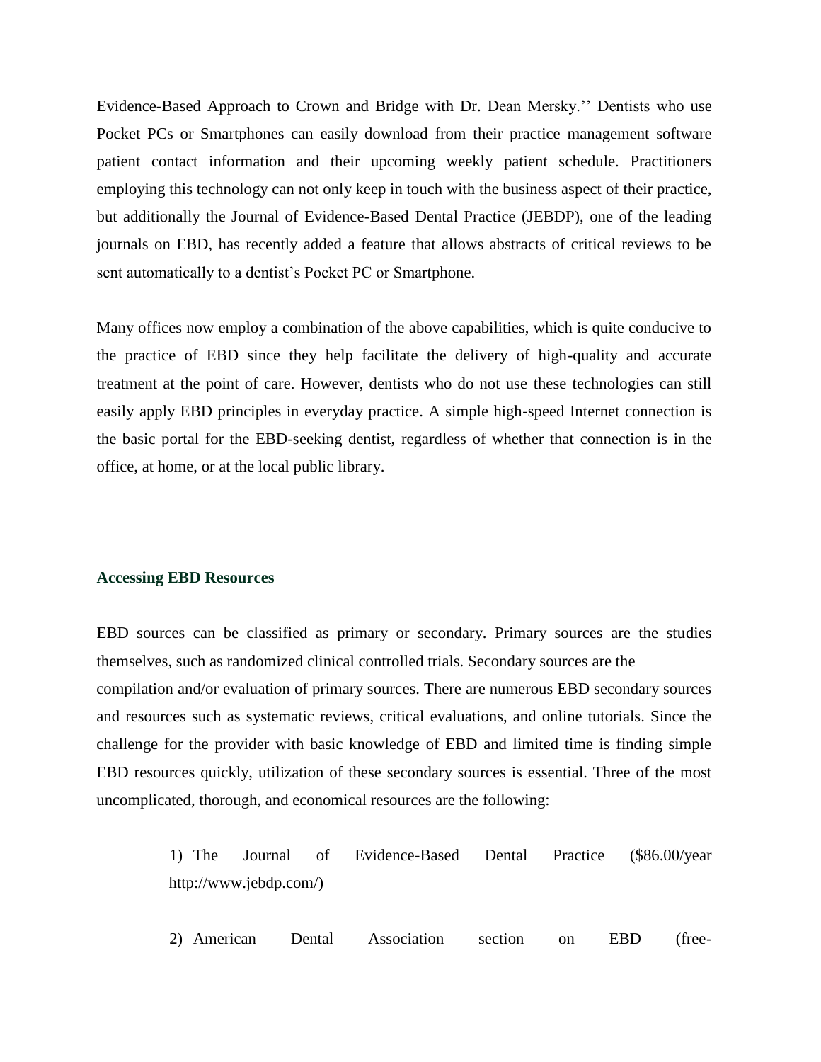Evidence-Based Approach to Crown and Bridge with Dr. Dean Mersky.'' Dentists who use Pocket PCs or Smartphones can easily download from their practice management software patient contact information and their upcoming weekly patient schedule. Practitioners employing this technology can not only keep in touch with the business aspect of their practice, but additionally the Journal of Evidence-Based Dental Practice (JEBDP), one of the leading journals on EBD, has recently added a feature that allows abstracts of critical reviews to be sent automatically to a dentist's Pocket PC or Smartphone.

Many offices now employ a combination of the above capabilities, which is quite conducive to the practice of EBD since they help facilitate the delivery of high-quality and accurate treatment at the point of care. However, dentists who do not use these technologies can still easily apply EBD principles in everyday practice. A simple high-speed Internet connection is the basic portal for the EBD-seeking dentist, regardless of whether that connection is in the office, at home, or at the local public library.

## Accessing EBD Resources

EBD sources can be classified as primary or secondary. Primary sources are the studies themselves, such as randomized clinical controlled trials. Secondary sources are the compilation and/or evaluation of primary sources. There are numerous EBD secondary sources and resources such as systematic reviews, critical evaluations, and online tutorials. Since the challenge for the provider with basic knowledge of EBD and limited time is finding simple EBD resources quickly, utilization of these secondary sources is essential. Three of the most uncomplicated, thorough, and economical resources are the following:

1) The Journal of Evidence-Based Dental Practice ($86.00/year http://www.jebdp.com/)

2) American Dental Association section on EBD (free-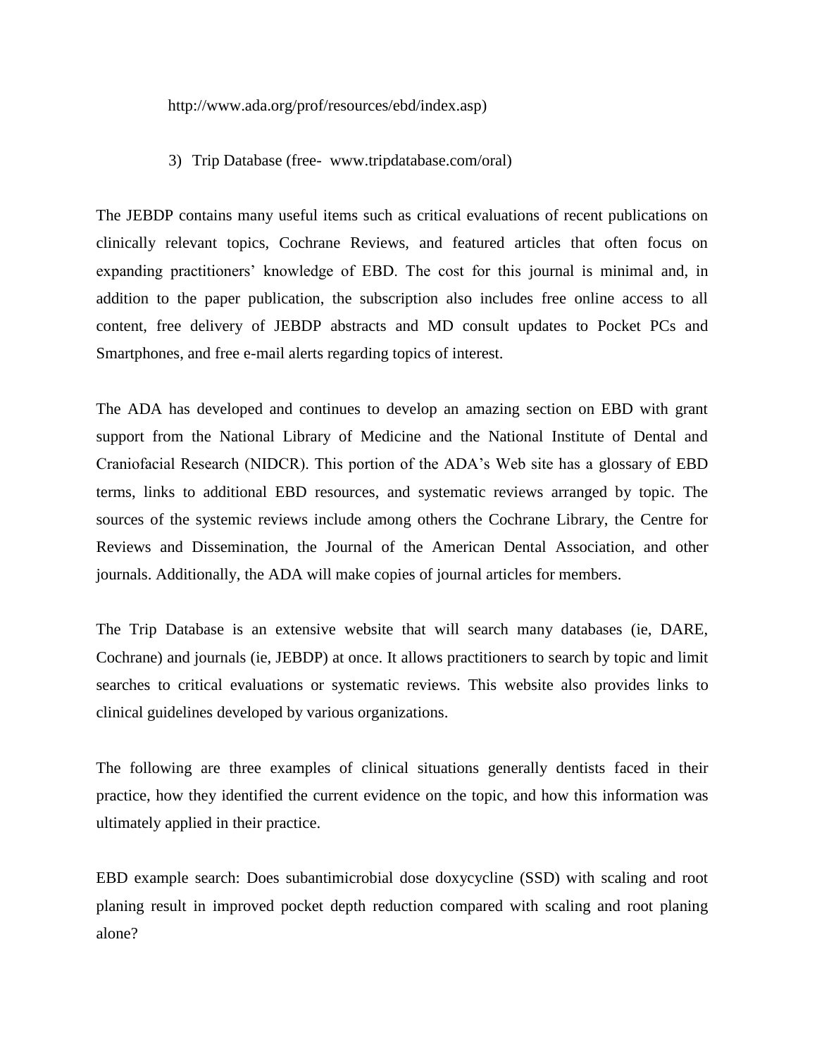http://www.ada.org/prof/resources/ebd/index.asp)

3) Trip Database (free- www.tripdatabase.com/oral)

The JEBDP contains many useful items such as critical evaluations of recent publications on clinically relevant topics, Cochrane Reviews, and featured articles that often focus on expanding practitioners' knowledge of EBD. The cost for this journal is minimal and, in addition to the paper publication, the subscription also includes free online access to all content, free delivery of JEBDP abstracts and MD consult updates to Pocket PCs and Smartphones, and free e-mail alerts regarding topics of interest.

The ADA has developed and continues to develop an amazing section on EBD with grant support from the National Library of Medicine and the National Institute of Dental and Craniofacial Research (NIDCR). This portion of the ADA's Web site has a glossary of EBD terms, links to additional EBD resources, and systematic reviews arranged by topic. The sources of the systemic reviews include among others the Cochrane Library, the Centre for Reviews and Dissemination, the Journal of the American Dental Association, and other journals. Additionally, the ADA will make copies of journal articles for members.

The Trip Database is an extensive website that will search many databases (ie, DARE, Cochrane) and journals (ie, JEBDP) at once. It allows practitioners to search by topic and limit searches to critical evaluations or systematic reviews. This website also provides links to clinical guidelines developed by various organizations.

The following are three examples of clinical situations generally dentists faced in their practice, how they identified the current evidence on the topic, and how this information was ultimately applied in their practice.

EBD example search: Does subantimicrobial dose doxycycline (SSD) with scaling and root planing result in improved pocket depth reduction compared with scaling and root planing alone?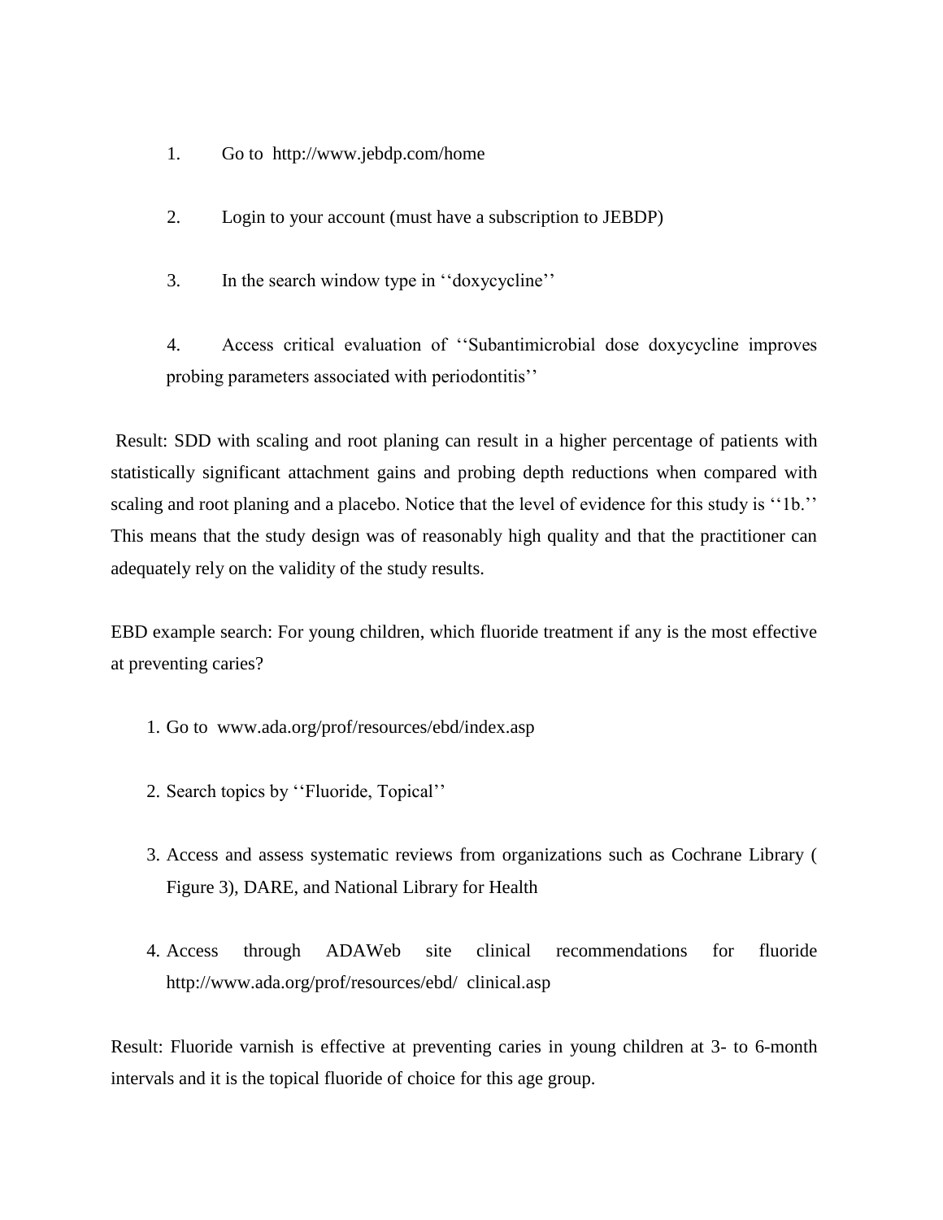1. Go to http://www.jebdp.com/home

2. Login to your account (must have a subscription to JEBDP)

3. In the search window type in ''doxycycline''

4. Access critical evaluation of ''Subantimicrobial dose doxycycline improves probing parameters associated with periodontitis''

Result: SDD with scaling and root planing can result in a higher percentage of patients with statistically significant attachment gains and probing depth reductions when compared with scaling and root planing and a placebo. Notice that the level of evidence for this study is ''1b.'' This means that the study design was of reasonably high quality and that the practitioner can adequately rely on the validity of the study results.

EBD example search: For young children, which fluoride treatment if any is the most effective at preventing caries?

1. Go to www.ada.org/prof/resources/ebd/index.asp

2. Search topics by ''Fluoride, Topical''

3. Access and assess systematic reviews from organizations such as Cochrane Library ( Figure 3), DARE, and National Library for Health

4. Access through ADAWeb site clinical recommendations for fluoride http://www.ada.org/prof/resources/ebd/ clinical.asp

Result: Fluoride varnish is effective at preventing caries in young children at 3- to 6-month intervals and it is the topical fluoride of choice for this age group.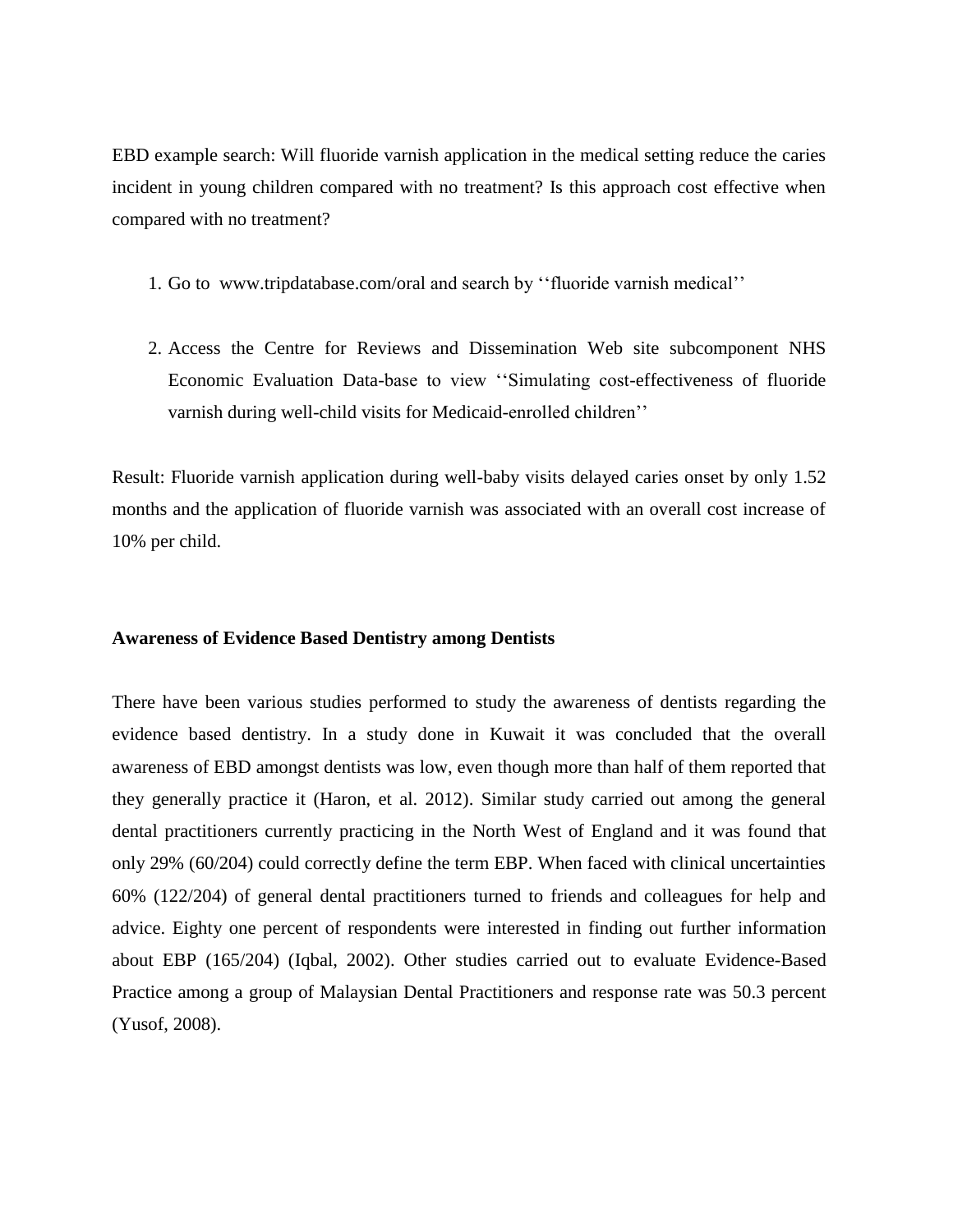EBD example search: Will fluoride varnish application in the medical setting reduce the caries incident in young children compared with no treatment? Is this approach cost effective when compared with no treatment?

1. Go to www.tripdatabase.com/oral and search by ‘‘fluoride varnish medical’’
2. Access the Centre for Reviews and Dissemination Web site subcomponent NHS Economic Evaluation Data-base to view ‘‘Simulating cost-effectiveness of fluoride varnish during well-child visits for Medicaid-enrolled children’’

Result: Fluoride varnish application during well-baby visits delayed caries onset by only 1.52 months and the application of fluoride varnish was associated with an overall cost increase of 10% per child.

**Awareness of Evidence Based Dentistry among Dentists**

There have been various studies performed to study the awareness of dentists regarding the evidence based dentistry. In a study done in Kuwait it was concluded that the overall awareness of EBD amongst dentists was low, even though more than half of them reported that they generally practice it (Haron, et al. 2012). Similar study carried out among the general dental practitioners currently practicing in the North West of England and it was found that only 29% (60/204) could correctly define the term EBP. When faced with clinical uncertainties 60% (122/204) of general dental practitioners turned to friends and colleagues for help and advice. Eighty one percent of respondents were interested in finding out further information about EBP (165/204) (Iqbal, 2002). Other studies carried out to evaluate Evidence-Based Practice among a group of Malaysian Dental Practitioners and response rate was 50.3 percent (Yusof, 2008).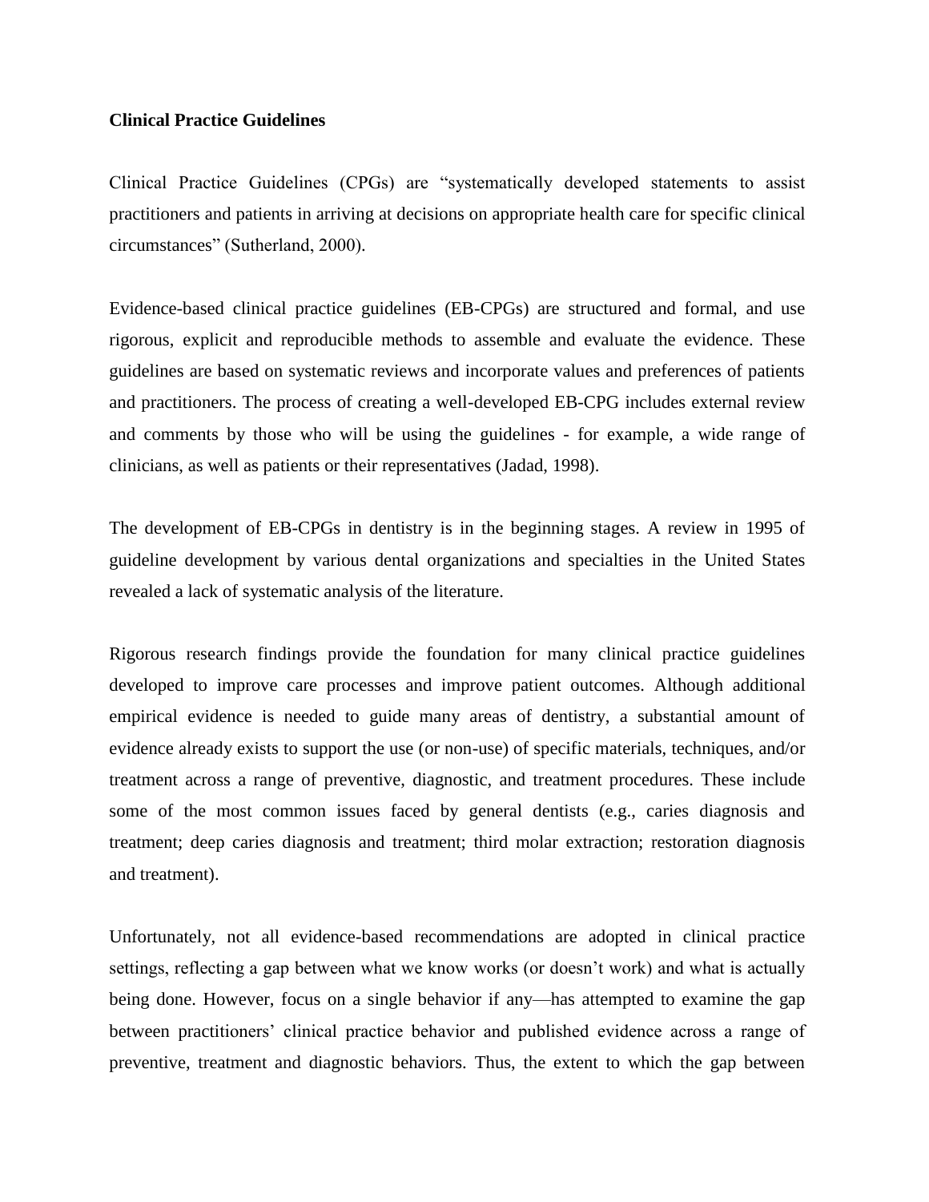**Clinical Practice Guidelines**

Clinical Practice Guidelines (CPGs) are "systematically developed statements to assist practitioners and patients in arriving at decisions on appropriate health care for specific clinical circumstances" (Sutherland, 2000).

Evidence-based clinical practice guidelines (EB-CPGs) are structured and formal, and use rigorous, explicit and reproducible methods to assemble and evaluate the evidence. These guidelines are based on systematic reviews and incorporate values and preferences of patients and practitioners. The process of creating a well-developed EB-CPG includes external review and comments by those who will be using the guidelines - for example, a wide range of clinicians, as well as patients or their representatives (Jadad, 1998).

The development of EB-CPGs in dentistry is in the beginning stages. A review in 1995 of guideline development by various dental organizations and specialties in the United States revealed a lack of systematic analysis of the literature.

Rigorous research findings provide the foundation for many clinical practice guidelines developed to improve care processes and improve patient outcomes. Although additional empirical evidence is needed to guide many areas of dentistry, a substantial amount of evidence already exists to support the use (or non-use) of specific materials, techniques, and/or treatment across a range of preventive, diagnostic, and treatment procedures. These include some of the most common issues faced by general dentists (e.g., caries diagnosis and treatment; deep caries diagnosis and treatment; third molar extraction; restoration diagnosis and treatment).

Unfortunately, not all evidence-based recommendations are adopted in clinical practice settings, reflecting a gap between what we know works (or doesn't work) and what is actually being done. However, focus on a single behavior if any—has attempted to examine the gap between practitioners' clinical practice behavior and published evidence across a range of preventive, treatment and diagnostic behaviors. Thus, the extent to which the gap between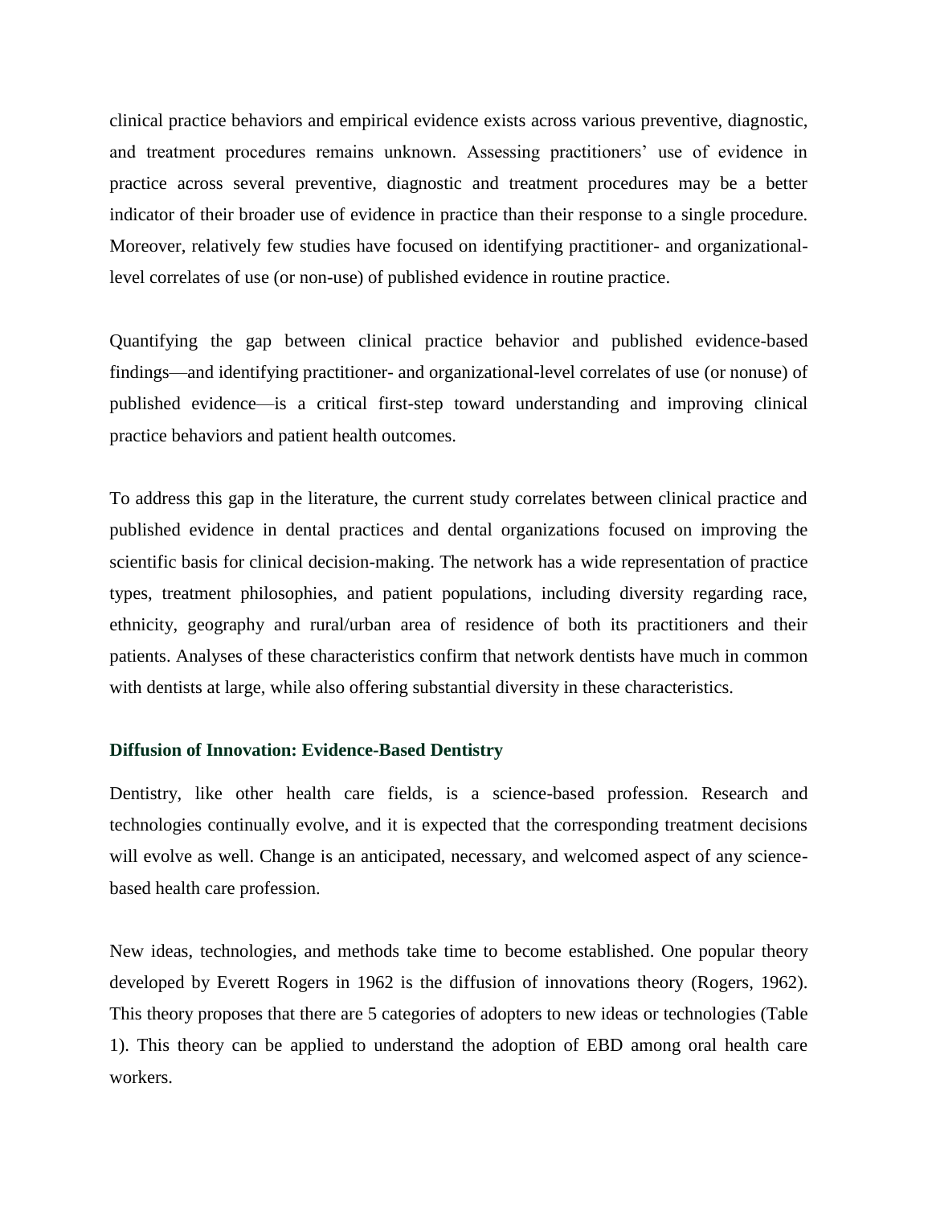clinical practice behaviors and empirical evidence exists across various preventive, diagnostic, and treatment procedures remains unknown. Assessing practitioners' use of evidence in practice across several preventive, diagnostic and treatment procedures may be a better indicator of their broader use of evidence in practice than their response to a single procedure. Moreover, relatively few studies have focused on identifying practitioner- and organizational-level correlates of use (or non-use) of published evidence in routine practice.

Quantifying the gap between clinical practice behavior and published evidence-based findings—and identifying practitioner- and organizational-level correlates of use (or nonuse) of published evidence—is a critical first-step toward understanding and improving clinical practice behaviors and patient health outcomes.

To address this gap in the literature, the current study correlates between clinical practice and published evidence in dental practices and dental organizations focused on improving the scientific basis for clinical decision-making. The network has a wide representation of practice types, treatment philosophies, and patient populations, including diversity regarding race, ethnicity, geography and rural/urban area of residence of both its practitioners and their patients. Analyses of these characteristics confirm that network dentists have much in common with dentists at large, while also offering substantial diversity in these characteristics.

### Diffusion of Innovation: Evidence-Based Dentistry

Dentistry, like other health care fields, is a science-based profession. Research and technologies continually evolve, and it is expected that the corresponding treatment decisions will evolve as well. Change is an anticipated, necessary, and welcomed aspect of any science-based health care profession.

New ideas, technologies, and methods take time to become established. One popular theory developed by Everett Rogers in 1962 is the diffusion of innovations theory (Rogers, 1962). This theory proposes that there are 5 categories of adopters to new ideas or technologies (Table 1). This theory can be applied to understand the adoption of EBD among oral health care workers.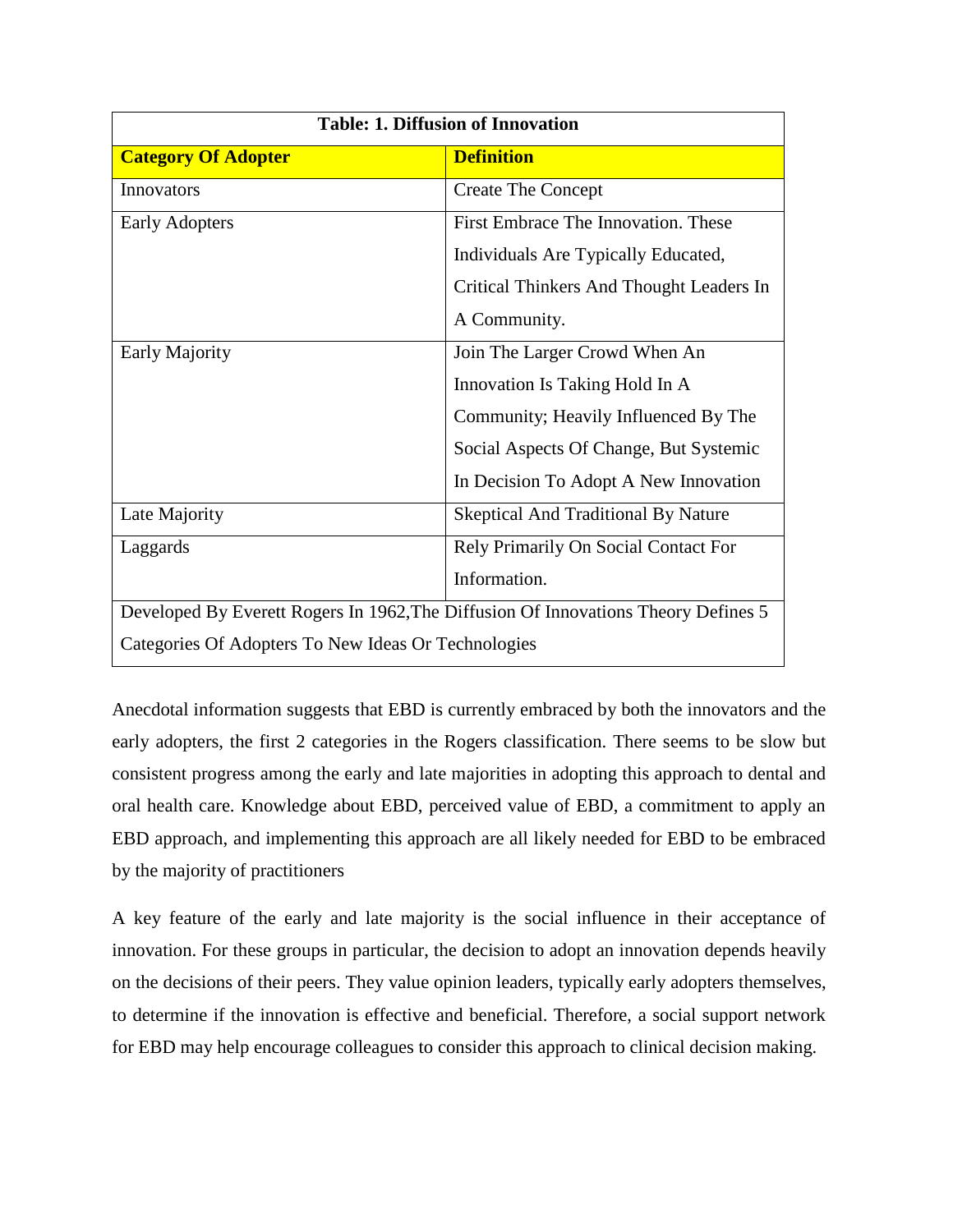| Table: 1. Diffusion of Innovation | |
|---|---|
| **Category Of Adopter** | **Definition** |
| Innovators | Create The Concept |
| Early Adopters | First Embrace The Innovation. These Individuals Are Typically Educated, Critical Thinkers And Thought Leaders In A Community. |
| Early Majority | Join The Larger Crowd When An Innovation Is Taking Hold In A Community; Heavily Influenced By The Social Aspects Of Change, But Systemic In Decision To Adopt A New Innovation |
| Late Majority | Skeptical And Traditional By Nature |
| Laggards | Rely Primarily On Social Contact For Information. |
| Developed By Everett Rogers In 1962,The Diffusion Of Innovations Theory Defines 5 Categories Of Adopters To New Ideas Or Technologies | |

Anecdotal information suggests that EBD is currently embraced by both the innovators and the early adopters, the first 2 categories in the Rogers classification. There seems to be slow but consistent progress among the early and late majorities in adopting this approach to dental and oral health care. Knowledge about EBD, perceived value of EBD, a commitment to apply an EBD approach, and implementing this approach are all likely needed for EBD to be embraced by the majority of practitioners

A key feature of the early and late majority is the social influence in their acceptance of innovation. For these groups in particular, the decision to adopt an innovation depends heavily on the decisions of their peers. They value opinion leaders, typically early adopters themselves, to determine if the innovation is effective and beneficial. Therefore, a social support network for EBD may help encourage colleagues to consider this approach to clinical decision making.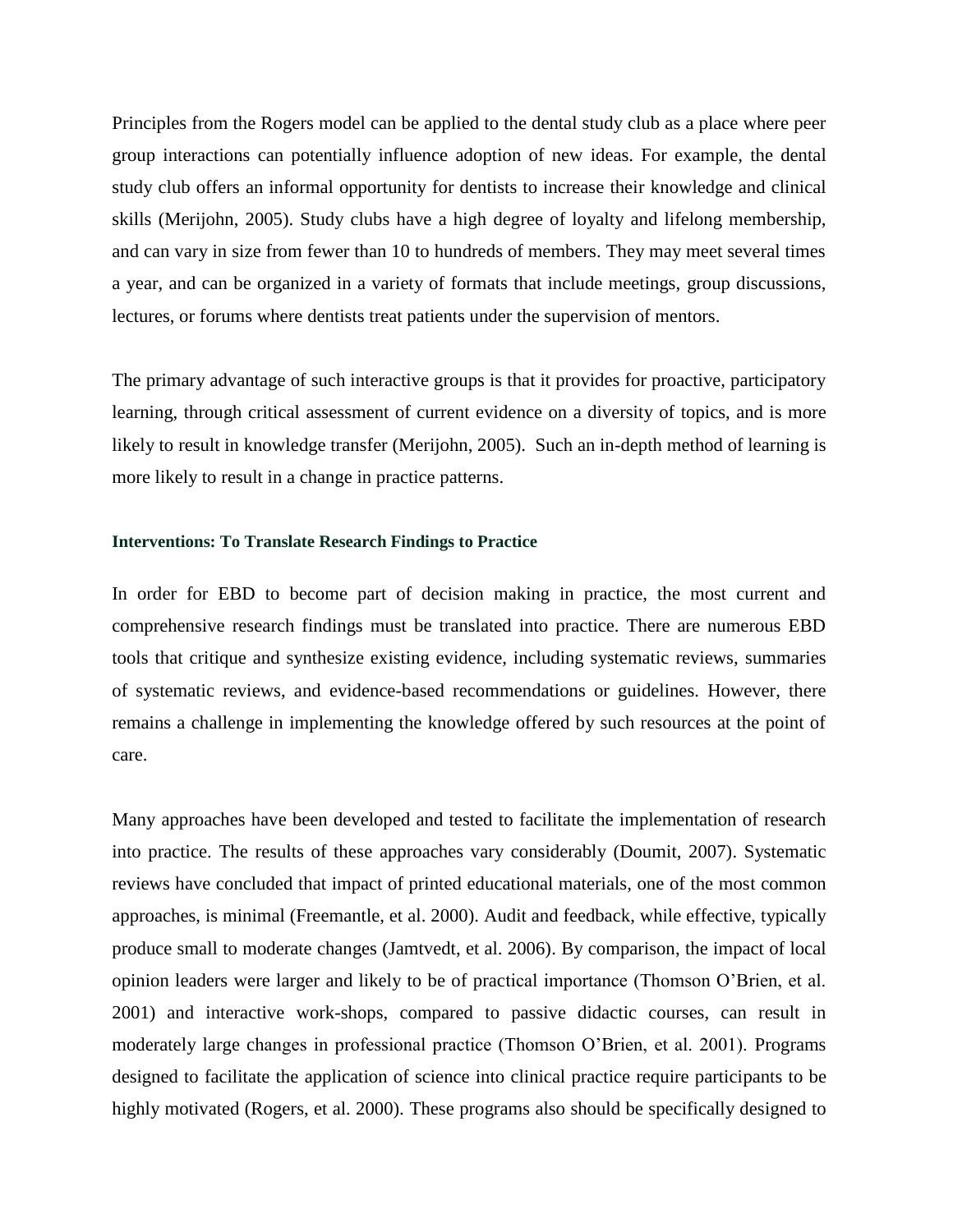Principles from the Rogers model can be applied to the dental study club as a place where peer group interactions can potentially influence adoption of new ideas. For example, the dental study club offers an informal opportunity for dentists to increase their knowledge and clinical skills (Merijohn, 2005). Study clubs have a high degree of loyalty and lifelong membership, and can vary in size from fewer than 10 to hundreds of members. They may meet several times a year, and can be organized in a variety of formats that include meetings, group discussions, lectures, or forums where dentists treat patients under the supervision of mentors.

The primary advantage of such interactive groups is that it provides for proactive, participatory learning, through critical assessment of current evidence on a diversity of topics, and is more likely to result in knowledge transfer (Merijohn, 2005). Such an in-depth method of learning is more likely to result in a change in practice patterns.

### Interventions: To Translate Research Findings to Practice

In order for EBD to become part of decision making in practice, the most current and comprehensive research findings must be translated into practice. There are numerous EBD tools that critique and synthesize existing evidence, including systematic reviews, summaries of systematic reviews, and evidence-based recommendations or guidelines. However, there remains a challenge in implementing the knowledge offered by such resources at the point of care.

Many approaches have been developed and tested to facilitate the implementation of research into practice. The results of these approaches vary considerably (Doumit, 2007). Systematic reviews have concluded that impact of printed educational materials, one of the most common approaches, is minimal (Freemantle, et al. 2000). Audit and feedback, while effective, typically produce small to moderate changes (Jamtvedt, et al. 2006). By comparison, the impact of local opinion leaders were larger and likely to be of practical importance (Thomson O'Brien, et al. 2001) and interactive work-shops, compared to passive didactic courses, can result in moderately large changes in professional practice (Thomson O'Brien, et al. 2001). Programs designed to facilitate the application of science into clinical practice require participants to be highly motivated (Rogers, et al. 2000). These programs also should be specifically designed to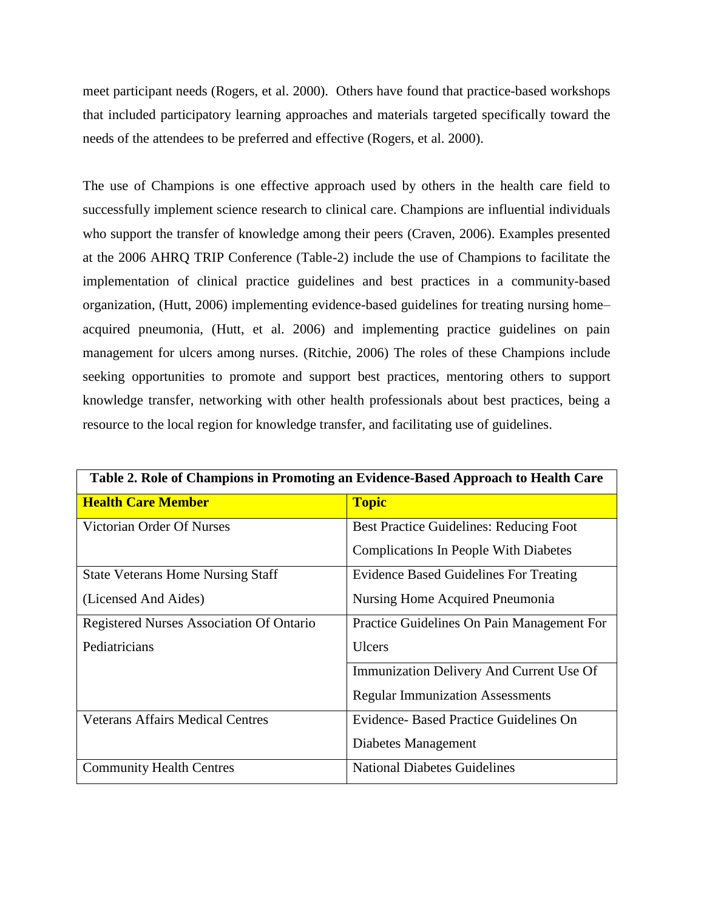meet participant needs (Rogers, et al. 2000). Others have found that practice-based workshops that included participatory learning approaches and materials targeted specifically toward the needs of the attendees to be preferred and effective (Rogers, et al. 2000).

The use of Champions is one effective approach used by others in the health care field to successfully implement science research to clinical care. Champions are influential individuals who support the transfer of knowledge among their peers (Craven, 2006). Examples presented at the 2006 AHRQ TRIP Conference (Table-2) include the use of Champions to facilitate the implementation of clinical practice guidelines and best practices in a community-based organization, (Hutt, 2006) implementing evidence-based guidelines for treating nursing home–acquired pneumonia, (Hutt, et al. 2006) and implementing practice guidelines on pain management for ulcers among nurses. (Ritchie, 2006) The roles of these Champions include seeking opportunities to promote and support best practices, mentoring others to support knowledge transfer, networking with other health professionals about best practices, being a resource to the local region for knowledge transfer, and facilitating use of guidelines.

**Table 2. Role of Champions in Promoting an Evidence-Based Approach to Health Care**

| **Health Care Member** | **Topic** |
|---|---|
| Victorian Order Of Nurses | Best Practice Guidelines: Reducing Foot Complications In People With Diabetes |
| State Veterans Home Nursing Staff (Licensed And Aides) | Evidence Based Guidelines For Treating Nursing Home Acquired Pneumonia |
| Registered Nurses Association Of Ontario Pediatricians | Practice Guidelines On Pain Management For Ulcers |
| | Immunization Delivery And Current Use Of Regular Immunization Assessments |
| Veterans Affairs Medical Centres | Evidence- Based Practice Guidelines On Diabetes Management |
| Community Health Centres | National Diabetes Guidelines |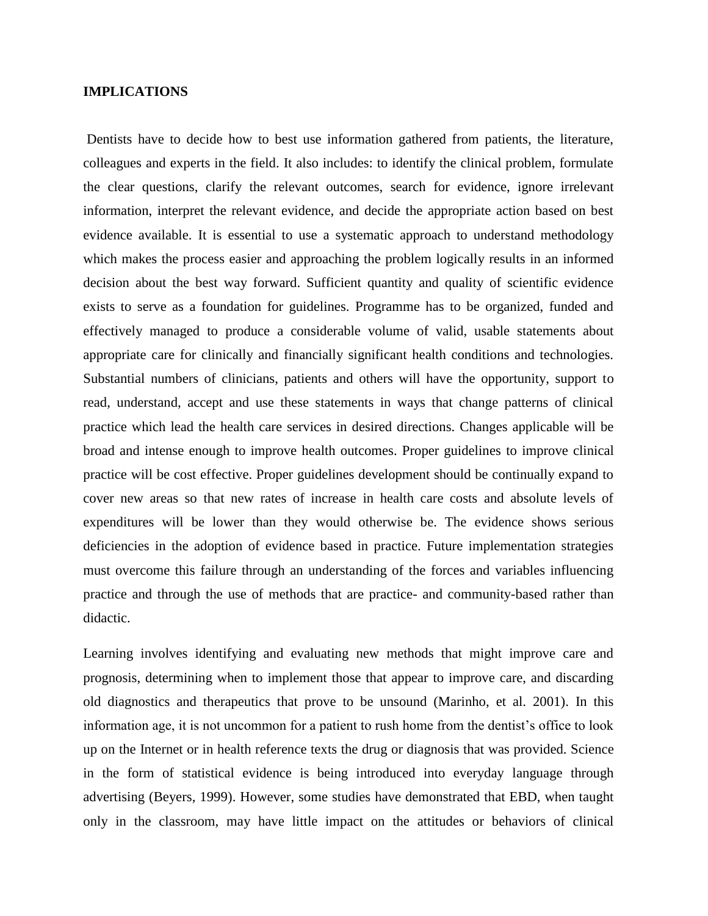**IMPLICATIONS**

Dentists have to decide how to best use information gathered from patients, the literature, colleagues and experts in the field. It also includes: to identify the clinical problem, formulate the clear questions, clarify the relevant outcomes, search for evidence, ignore irrelevant information, interpret the relevant evidence, and decide the appropriate action based on best evidence available. It is essential to use a systematic approach to understand methodology which makes the process easier and approaching the problem logically results in an informed decision about the best way forward. Sufficient quantity and quality of scientific evidence exists to serve as a foundation for guidelines. Programme has to be organized, funded and effectively managed to produce a considerable volume of valid, usable statements about appropriate care for clinically and financially significant health conditions and technologies. Substantial numbers of clinicians, patients and others will have the opportunity, support to read, understand, accept and use these statements in ways that change patterns of clinical practice which lead the health care services in desired directions. Changes applicable will be broad and intense enough to improve health outcomes. Proper guidelines to improve clinical practice will be cost effective. Proper guidelines development should be continually expand to cover new areas so that new rates of increase in health care costs and absolute levels of expenditures will be lower than they would otherwise be. The evidence shows serious deficiencies in the adoption of evidence based in practice. Future implementation strategies must overcome this failure through an understanding of the forces and variables influencing practice and through the use of methods that are practice- and community-based rather than didactic.

Learning involves identifying and evaluating new methods that might improve care and prognosis, determining when to implement those that appear to improve care, and discarding old diagnostics and therapeutics that prove to be unsound (Marinho, et al. 2001). In this information age, it is not uncommon for a patient to rush home from the dentist's office to look up on the Internet or in health reference texts the drug or diagnosis that was provided. Science in the form of statistical evidence is being introduced into everyday language through advertising (Beyers, 1999). However, some studies have demonstrated that EBD, when taught only in the classroom, may have little impact on the attitudes or behaviors of clinical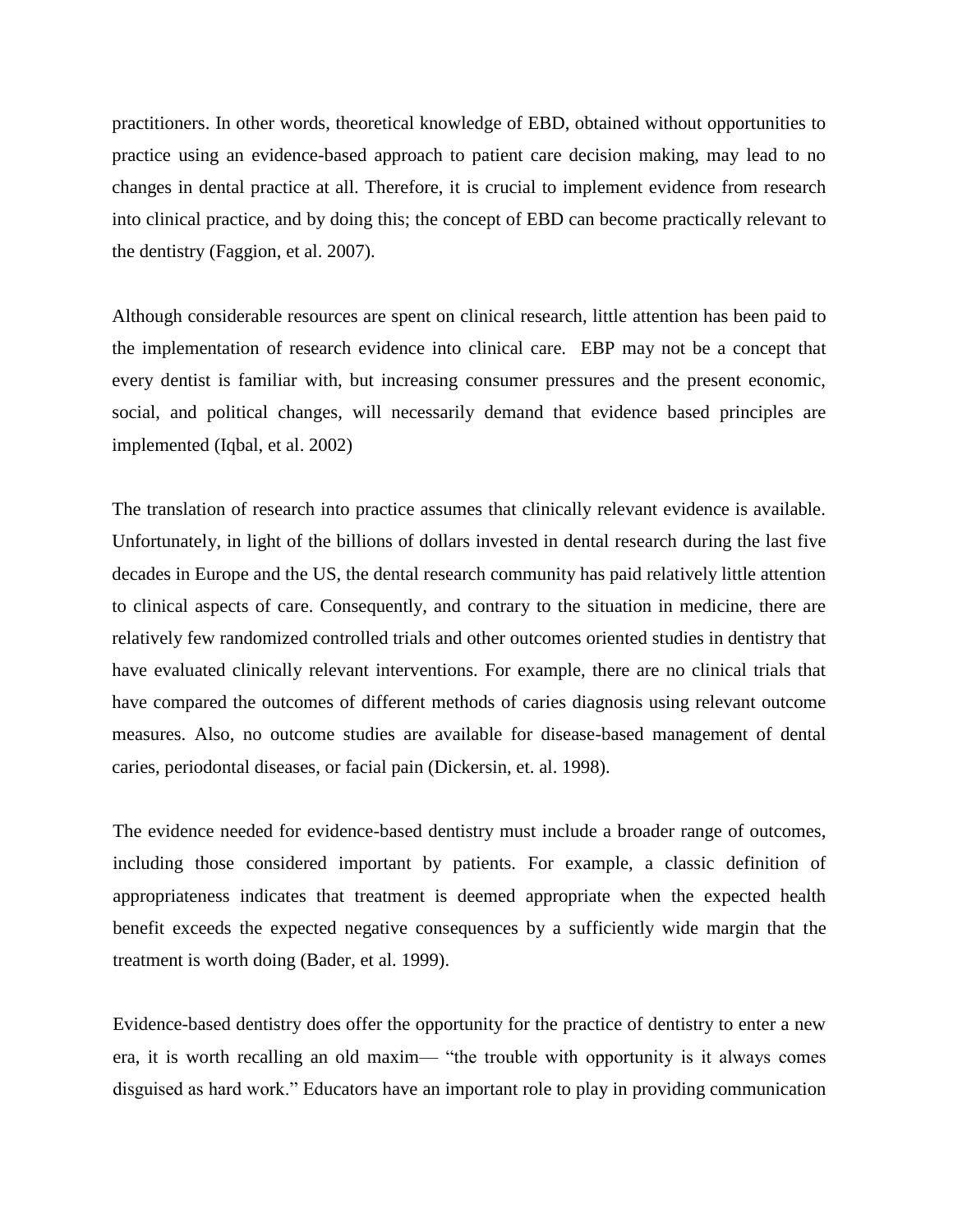practitioners. In other words, theoretical knowledge of EBD, obtained without opportunities to practice using an evidence-based approach to patient care decision making, may lead to no changes in dental practice at all. Therefore, it is crucial to implement evidence from research into clinical practice, and by doing this; the concept of EBD can become practically relevant to the dentistry (Faggion, et al. 2007).

Although considerable resources are spent on clinical research, little attention has been paid to the implementation of research evidence into clinical care.  EBP may not be a concept that every dentist is familiar with, but increasing consumer pressures and the present economic, social, and political changes, will necessarily demand that evidence based principles are implemented (Iqbal, et al. 2002)

The translation of research into practice assumes that clinically relevant evidence is available. Unfortunately, in light of the billions of dollars invested in dental research during the last five decades in Europe and the US, the dental research community has paid relatively little attention to clinical aspects of care. Consequently, and contrary to the situation in medicine, there are relatively few randomized controlled trials and other outcomes oriented studies in dentistry that have evaluated clinically relevant interventions. For example, there are no clinical trials that have compared the outcomes of different methods of caries diagnosis using relevant outcome measures. Also, no outcome studies are available for disease-based management of dental caries, periodontal diseases, or facial pain (Dickersin, et. al. 1998).

The evidence needed for evidence-based dentistry must include a broader range of outcomes, including those considered important by patients. For example, a classic definition of appropriateness indicates that treatment is deemed appropriate when the expected health benefit exceeds the expected negative consequences by a sufficiently wide margin that the treatment is worth doing (Bader, et al. 1999).

Evidence-based dentistry does offer the opportunity for the practice of dentistry to enter a new era, it is worth recalling an old maxim— "the trouble with opportunity is it always comes disguised as hard work." Educators have an important role to play in providing communication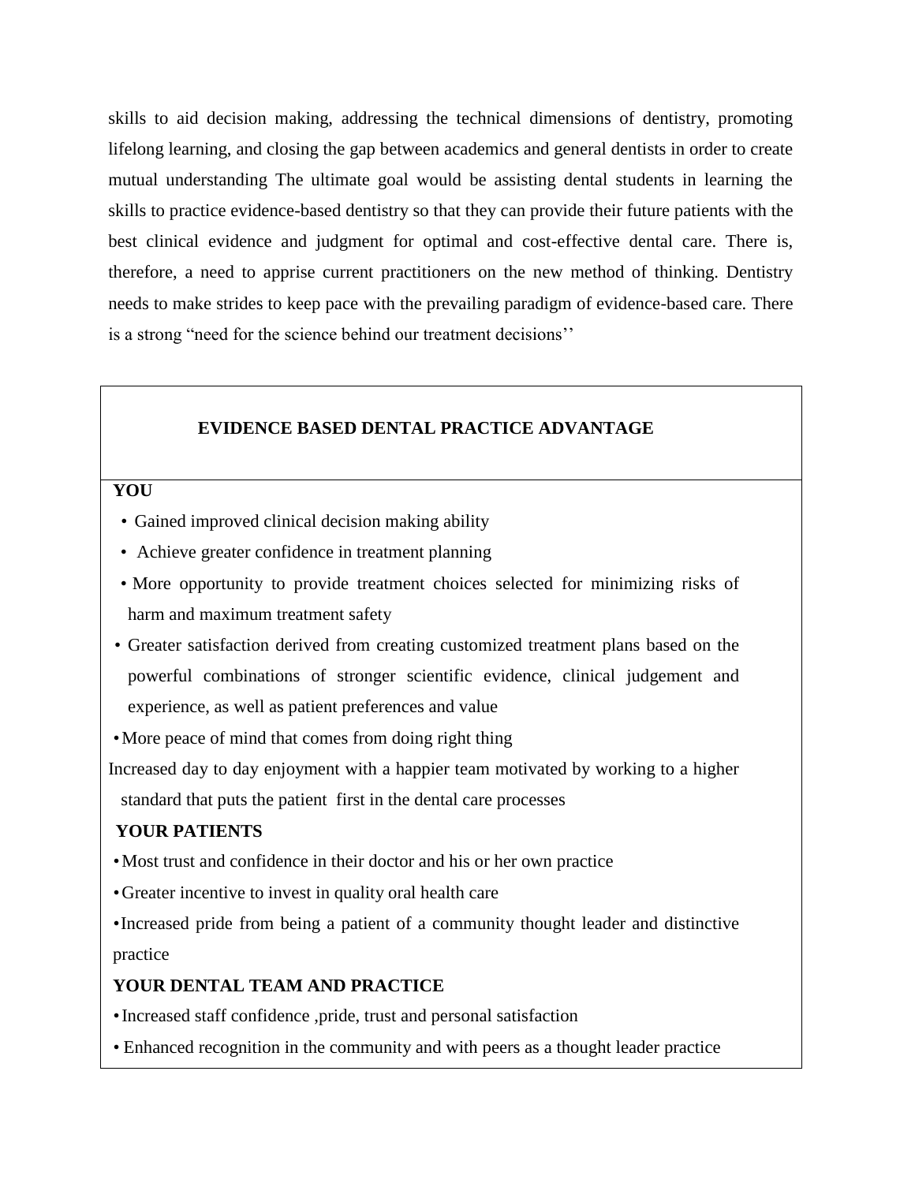skills to aid decision making, addressing the technical dimensions of dentistry, promoting lifelong learning, and closing the gap between academics and general dentists in order to create mutual understanding The ultimate goal would be assisting dental students in learning the skills to practice evidence-based dentistry so that they can provide their future patients with the best clinical evidence and judgment for optimal and cost-effective dental care. There is, therefore, a need to apprise current practitioners on the new method of thinking. Dentistry needs to make strides to keep pace with the prevailing paradigm of evidence-based care. There is a strong "need for the science behind our treatment decisions''

## EVIDENCE BASED DENTAL PRACTICE ADVANTAGE

**YOU**

- Gained improved clinical decision making ability
- Achieve greater confidence in treatment planning
- More opportunity to provide treatment choices selected for minimizing risks of harm and maximum treatment safety
- Greater satisfaction derived from creating customized treatment plans based on the powerful combinations of stronger scientific evidence, clinical judgement and experience, as well as patient preferences and value
- More peace of mind that comes from doing right thing

Increased day to day enjoyment with a happier team motivated by working to a higher standard that puts the patient first in the dental care processes

**YOUR PATIENTS**

- Most trust and confidence in their doctor and his or her own practice
- Greater incentive to invest in quality oral health care
- Increased pride from being a patient of a community thought leader and distinctive practice

**YOUR DENTAL TEAM AND PRACTICE**

- Increased staff confidence ,pride, trust and personal satisfaction
- Enhanced recognition in the community and with peers as a thought leader practice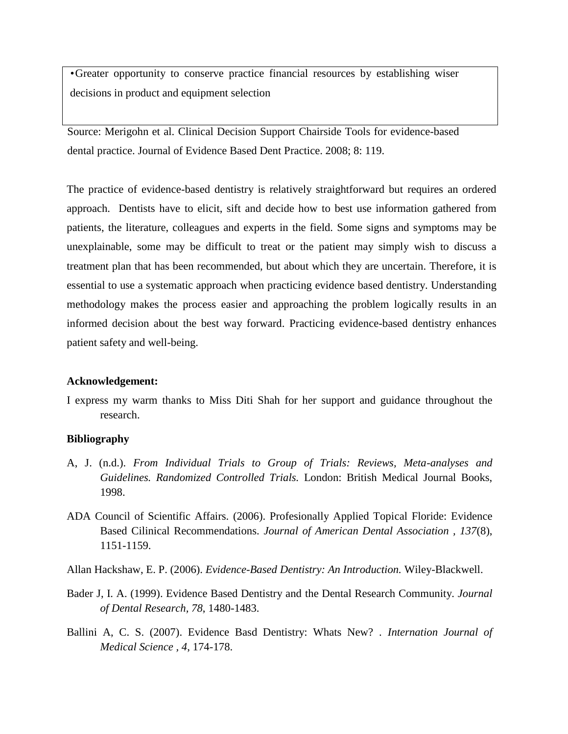•Greater opportunity to conserve practice financial resources by establishing wiser decisions in product and equipment selection

Source: Merigohn et al. Clinical Decision Support Chairside Tools for evidence-based dental practice. Journal of Evidence Based Dent Practice. 2008; 8: 119.

The practice of evidence-based dentistry is relatively straightforward but requires an ordered approach. Dentists have to elicit, sift and decide how to best use information gathered from patients, the literature, colleagues and experts in the field. Some signs and symptoms may be unexplainable, some may be difficult to treat or the patient may simply wish to discuss a treatment plan that has been recommended, but about which they are uncertain. Therefore, it is essential to use a systematic approach when practicing evidence based dentistry. Understanding methodology makes the process easier and approaching the problem logically results in an informed decision about the best way forward. Practicing evidence-based dentistry enhances patient safety and well-being.

**Acknowledgement:**

I express my warm thanks to Miss Diti Shah for her support and guidance throughout the research.

**Bibliography**

A, J. (n.d.). *From Individual Trials to Group of Trials: Reviews, Meta-analyses and Guidelines. Randomized Controlled Trials.* London: British Medical Journal Books, 1998.

ADA Council of Scientific Affairs. (2006). Profesionally Applied Topical Floride: Evidence Based Cilinical Recommendations. *Journal of American Dental Association , 137*(8), 1151-1159.

Allan Hackshaw, E. P. (2006). *Evidence-Based Dentistry: An Introduction.* Wiley-Blackwell.

Bader J, I. A. (1999). Evidence Based Dentistry and the Dental Research Community. *Journal of Dental Research, 78*, 1480-1483.

Ballini A, C. S. (2007). Evidence Basd Dentistry: Whats New? . *Internation Journal of Medical Science , 4*, 174-178.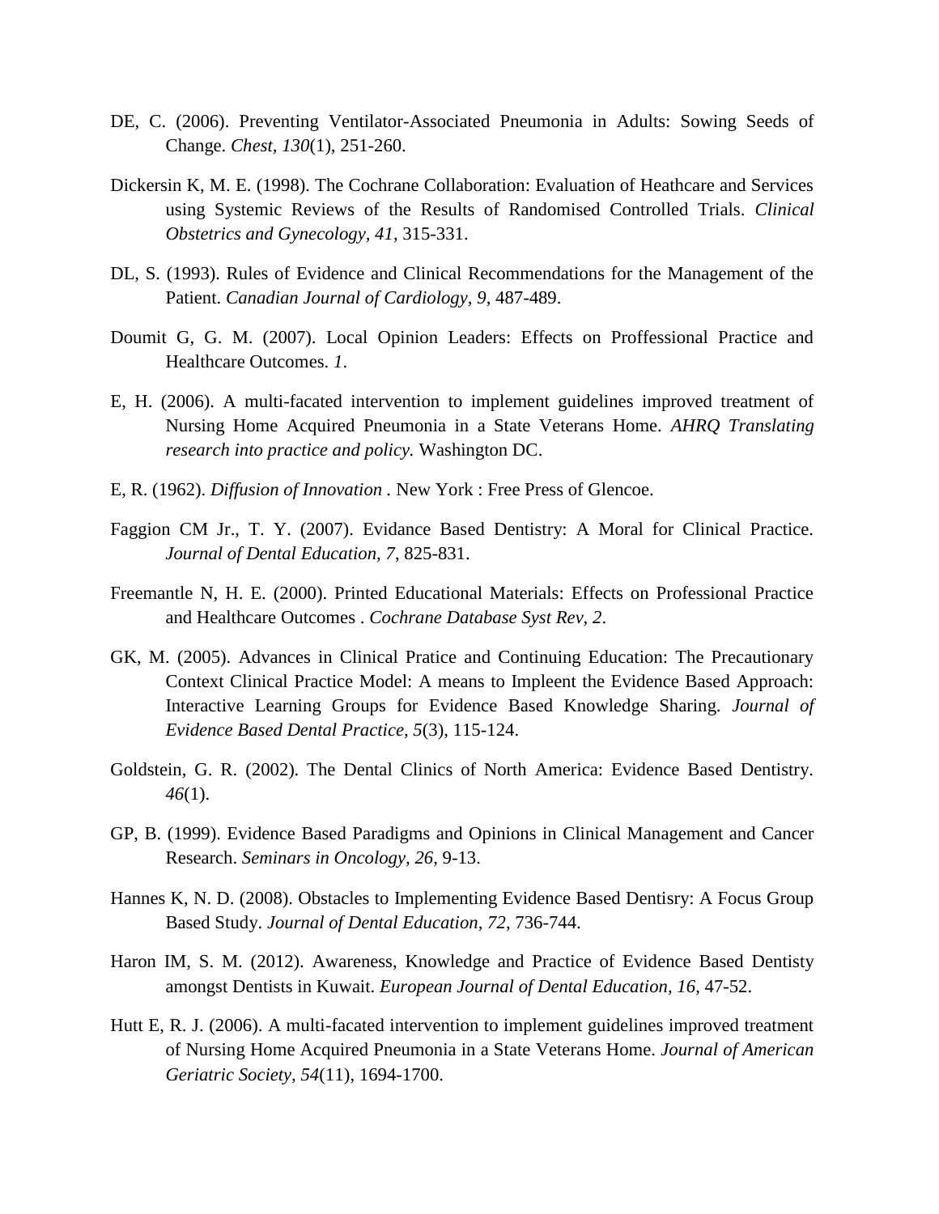DE, C. (2006). Preventing Ventilator-Associated Pneumonia in Adults: Sowing Seeds of Change. *Chest, 130*(1), 251-260.

Dickersin K, M. E. (1998). The Cochrane Collaboration: Evaluation of Heathcare and Services using Systemic Reviews of the Results of Randomised Controlled Trials. *Clinical Obstetrics and Gynecology, 41*, 315-331.

DL, S. (1993). Rules of Evidence and Clinical Recommendations for the Management of the Patient. *Canadian Journal of Cardiology, 9*, 487-489.

Doumit G, G. M. (2007). Local Opinion Leaders: Effects on Proffessional Practice and Healthcare Outcomes. *1*.

E, H. (2006). A multi-facated intervention to implement guidelines improved treatment of Nursing Home Acquired Pneumonia in a State Veterans Home. *AHRQ Translating research into practice and policy.* Washington DC.

E, R. (1962). *Diffusion of Innovation* . New York : Free Press of Glencoe.

Faggion CM Jr., T. Y. (2007). Evidance Based Dentistry: A Moral for Clinical Practice. *Journal of Dental Education, 7*, 825-831.

Freemantle N, H. E. (2000). Printed Educational Materials: Effects on Professional Practice and Healthcare Outcomes . *Cochrane Database Syst Rev, 2*.

GK, M. (2005). Advances in Clinical Pratice and Continuing Education: The Precautionary Context Clinical Practice Model: A means to Impleent the Evidence Based Approach: Interactive Learning Groups for Evidence Based Knowledge Sharing. *Journal of Evidence Based Dental Practice, 5*(3), 115-124.

Goldstein, G. R. (2002). The Dental Clinics of North America: Evidence Based Dentistry. *46*(1).

GP, B. (1999). Evidence Based Paradigms and Opinions in Clinical Management and Cancer Research. *Seminars in Oncology, 26*, 9-13.

Hannes K, N. D. (2008). Obstacles to Implementing Evidence Based Dentisry: A Focus Group Based Study. *Journal of Dental Education, 72*, 736-744.

Haron IM, S. M. (2012). Awareness, Knowledge and Practice of Evidence Based Dentisty amongst Dentists in Kuwait. *European Journal of Dental Education, 16*, 47-52.

Hutt E, R. J. (2006). A multi-facated intervention to implement guidelines improved treatment of Nursing Home Acquired Pneumonia in a State Veterans Home. *Journal of American Geriatric Society, 54*(11), 1694-1700.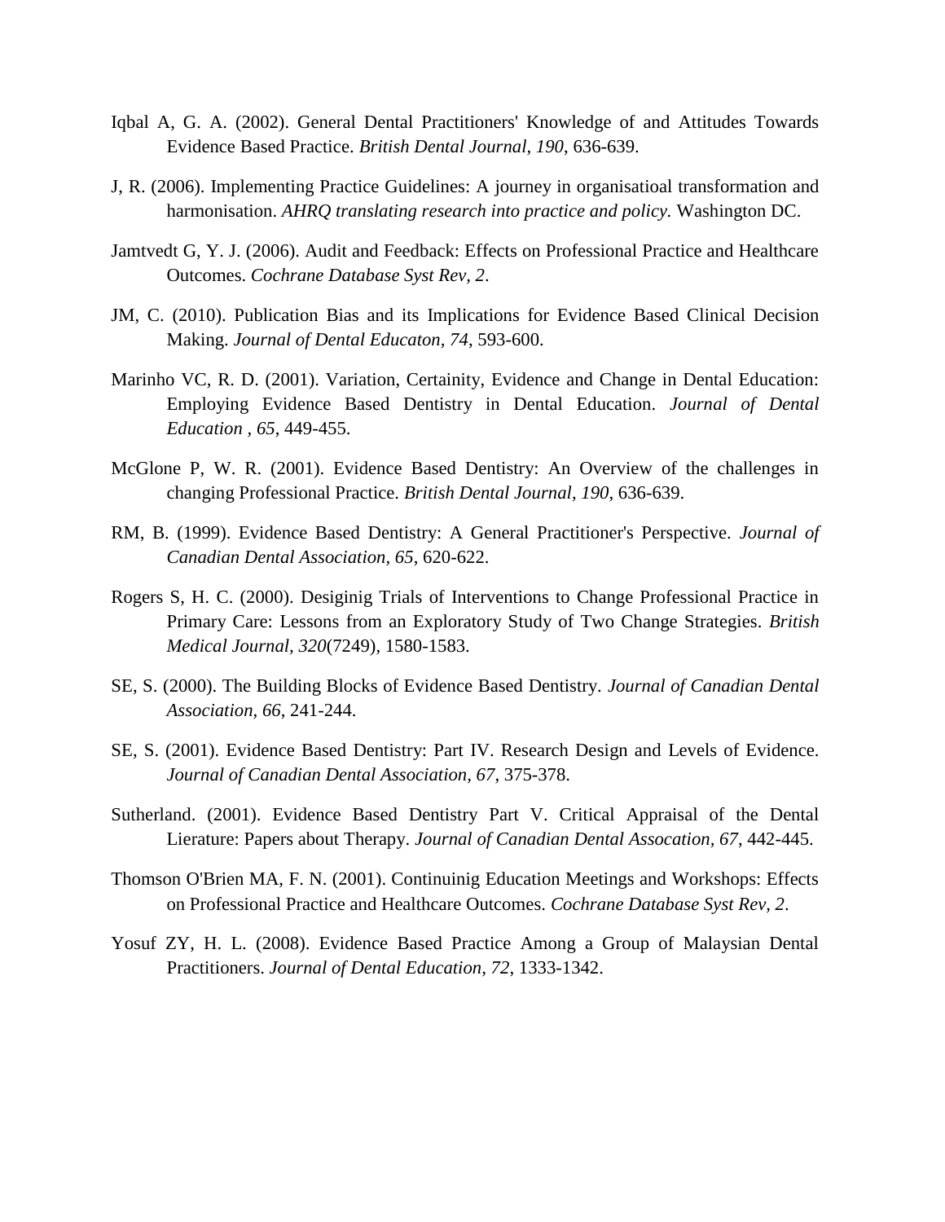Iqbal A, G. A. (2002). General Dental Practitioners' Knowledge of and Attitudes Towards Evidence Based Practice. *British Dental Journal, 190*, 636-639.

J, R. (2006). Implementing Practice Guidelines: A journey in organisatioal transformation and harmonisation. *AHRQ translating research into practice and policy.* Washington DC.

Jamtvedt G, Y. J. (2006). Audit and Feedback: Effects on Professional Practice and Healthcare Outcomes. *Cochrane Database Syst Rev, 2*.

JM, C. (2010). Publication Bias and its Implications for Evidence Based Clinical Decision Making. *Journal of Dental Educaton, 74*, 593-600.

Marinho VC, R. D. (2001). Variation, Certainity, Evidence and Change in Dental Education: Employing Evidence Based Dentistry in Dental Education. *Journal of Dental Education , 65*, 449-455.

McGlone P, W. R. (2001). Evidence Based Dentistry: An Overview of the challenges in changing Professional Practice. *British Dental Journal, 190*, 636-639.

RM, B. (1999). Evidence Based Dentistry: A General Practitioner's Perspective. *Journal of Canadian Dental Association, 65*, 620-622.

Rogers S, H. C. (2000). Desiginig Trials of Interventions to Change Professional Practice in Primary Care: Lessons from an Exploratory Study of Two Change Strategies. *British Medical Journal, 320*(7249), 1580-1583.

SE, S. (2000). The Building Blocks of Evidence Based Dentistry. *Journal of Canadian Dental Association, 66*, 241-244.

SE, S. (2001). Evidence Based Dentistry: Part IV. Research Design and Levels of Evidence. *Journal of Canadian Dental Association, 67*, 375-378.

Sutherland. (2001). Evidence Based Dentistry Part V. Critical Appraisal of the Dental Lierature: Papers about Therapy. *Journal of Canadian Dental Assocation, 67*, 442-445.

Thomson O'Brien MA, F. N. (2001). Continuinig Education Meetings and Workshops: Effects on Professional Practice and Healthcare Outcomes. *Cochrane Database Syst Rev, 2*.

Yosuf ZY, H. L. (2008). Evidence Based Practice Among a Group of Malaysian Dental Practitioners. *Journal of Dental Education, 72*, 1333-1342.